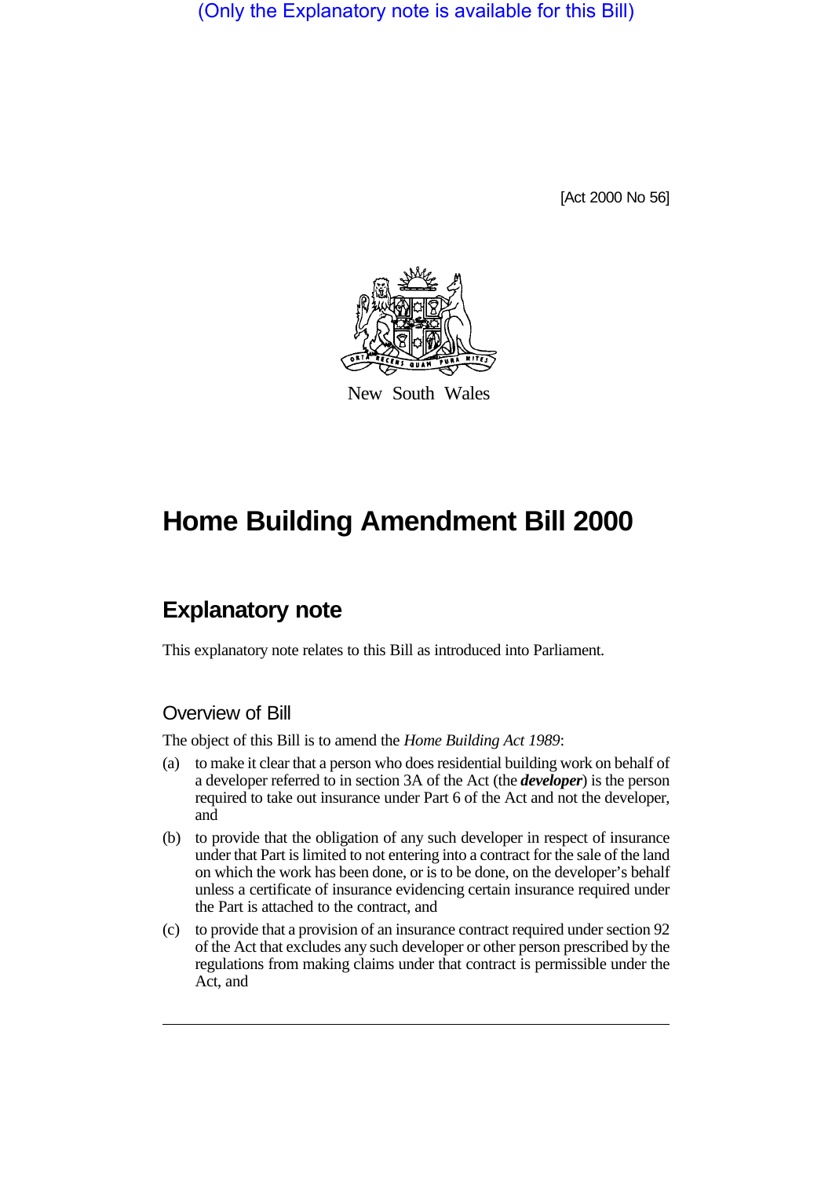(Only the Explanatory note is available for this Bill)

[Act 2000 No 56]

New South Wales

# Home Building Amendment Bill 2000

## Explanatory note

This explanatory note relates to this Bill as introduced into Parliament.

### Overview of Bill

The object of this Bill is to amend the *Home Building Act 1989*:

(a) to make it clear that a person who does residential building work on behalf of a developer referred to in section 3A of the Act (the ***developer***) is the person required to take out insurance under Part 6 of the Act and not the developer, and

(b) to provide that the obligation of any such developer in respect of insurance under that Part is limited to not entering into a contract for the sale of the land on which the work has been done, or is to be done, on the developer's behalf unless a certificate of insurance evidencing certain insurance required under the Part is attached to the contract, and

(c) to provide that a provision of an insurance contract required under section 92 of the Act that excludes any such developer or other person prescribed by the regulations from making claims under that contract is permissible under the Act, and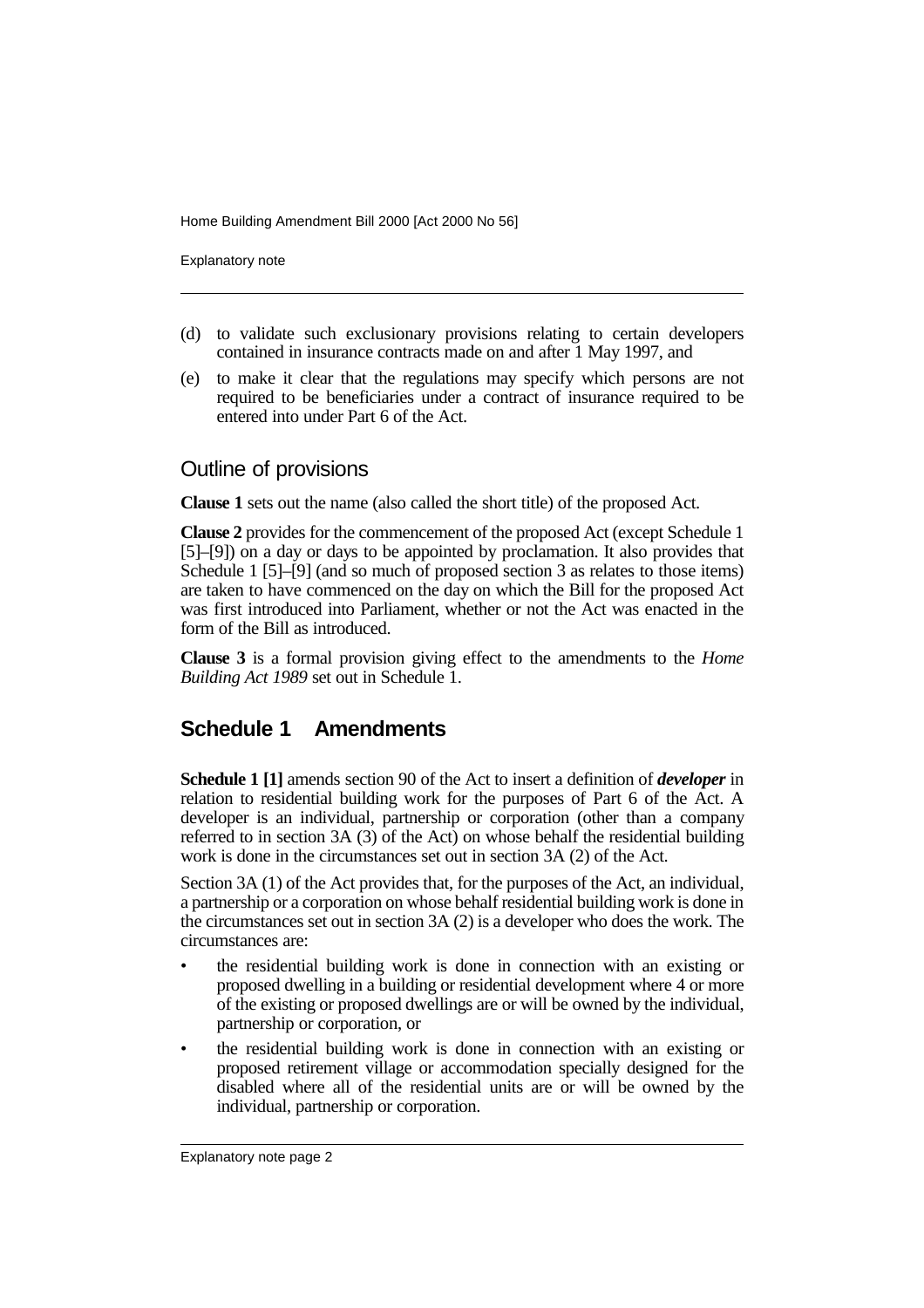(d) to validate such exclusionary provisions relating to certain developers contained in insurance contracts made on and after 1 May 1997, and

(e) to make it clear that the regulations may specify which persons are not required to be beneficiaries under a contract of insurance required to be entered into under Part 6 of the Act.

## Outline of provisions

**Clause 1** sets out the name (also called the short title) of the proposed Act.

**Clause 2** provides for the commencement of the proposed Act (except Schedule 1 [5]–[9]) on a day or days to be appointed by proclamation. It also provides that Schedule 1 [5]–[9] (and so much of proposed section 3 as relates to those items) are taken to have commenced on the day on which the Bill for the proposed Act was first introduced into Parliament, whether or not the Act was enacted in the form of the Bill as introduced.

**Clause 3** is a formal provision giving effect to the amendments to the *Home Building Act 1989* set out in Schedule 1.

## Schedule 1 Amendments

**Schedule 1 [1]** amends section 90 of the Act to insert a definition of ***developer*** in relation to residential building work for the purposes of Part 6 of the Act. A developer is an individual, partnership or corporation (other than a company referred to in section 3A (3) of the Act) on whose behalf the residential building work is done in the circumstances set out in section 3A (2) of the Act.

Section 3A (1) of the Act provides that, for the purposes of the Act, an individual, a partnership or a corporation on whose behalf residential building work is done in the circumstances set out in section 3A (2) is a developer who does the work. The circumstances are:

- the residential building work is done in connection with an existing or proposed dwelling in a building or residential development where 4 or more of the existing or proposed dwellings are or will be owned by the individual, partnership or corporation, or
- the residential building work is done in connection with an existing or proposed retirement village or accommodation specially designed for the disabled where all of the residential units are or will be owned by the individual, partnership or corporation.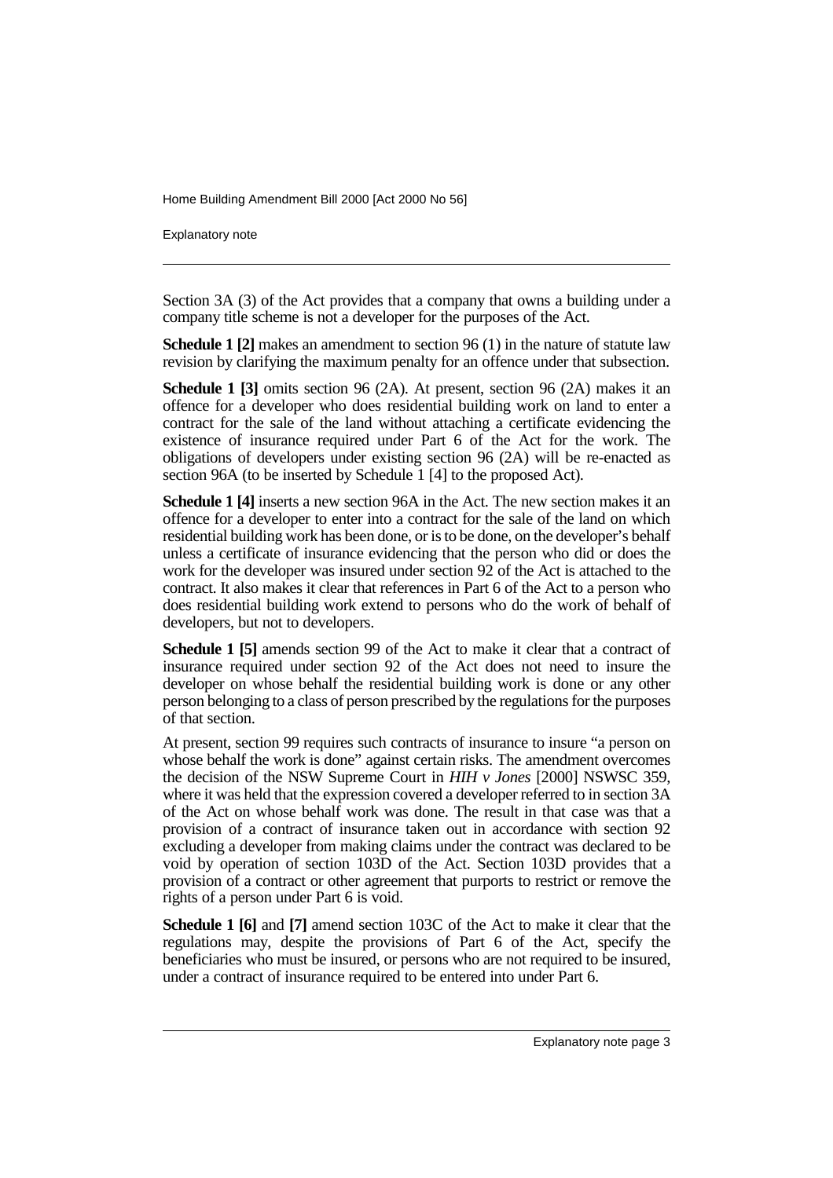Section 3A (3) of the Act provides that a company that owns a building under a company title scheme is not a developer for the purposes of the Act.

**Schedule 1 [2]** makes an amendment to section 96 (1) in the nature of statute law revision by clarifying the maximum penalty for an offence under that subsection.

**Schedule 1 [3]** omits section 96 (2A). At present, section 96 (2A) makes it an offence for a developer who does residential building work on land to enter a contract for the sale of the land without attaching a certificate evidencing the existence of insurance required under Part 6 of the Act for the work. The obligations of developers under existing section 96 (2A) will be re-enacted as section 96A (to be inserted by Schedule 1 [4] to the proposed Act).

**Schedule 1 [4]** inserts a new section 96A in the Act. The new section makes it an offence for a developer to enter into a contract for the sale of the land on which residential building work has been done, or is to be done, on the developer's behalf unless a certificate of insurance evidencing that the person who did or does the work for the developer was insured under section 92 of the Act is attached to the contract. It also makes it clear that references in Part 6 of the Act to a person who does residential building work extend to persons who do the work of behalf of developers, but not to developers.

**Schedule 1 [5]** amends section 99 of the Act to make it clear that a contract of insurance required under section 92 of the Act does not need to insure the developer on whose behalf the residential building work is done or any other person belonging to a class of person prescribed by the regulations for the purposes of that section.

At present, section 99 requires such contracts of insurance to insure "a person on whose behalf the work is done" against certain risks. The amendment overcomes the decision of the NSW Supreme Court in *HIH v Jones* [2000] NSWSC 359, where it was held that the expression covered a developer referred to in section 3A of the Act on whose behalf work was done. The result in that case was that a provision of a contract of insurance taken out in accordance with section 92 excluding a developer from making claims under the contract was declared to be void by operation of section 103D of the Act. Section 103D provides that a provision of a contract or other agreement that purports to restrict or remove the rights of a person under Part 6 is void.

**Schedule 1 [6]** and **[7]** amend section 103C of the Act to make it clear that the regulations may, despite the provisions of Part 6 of the Act, specify the beneficiaries who must be insured, or persons who are not required to be insured, under a contract of insurance required to be entered into under Part 6.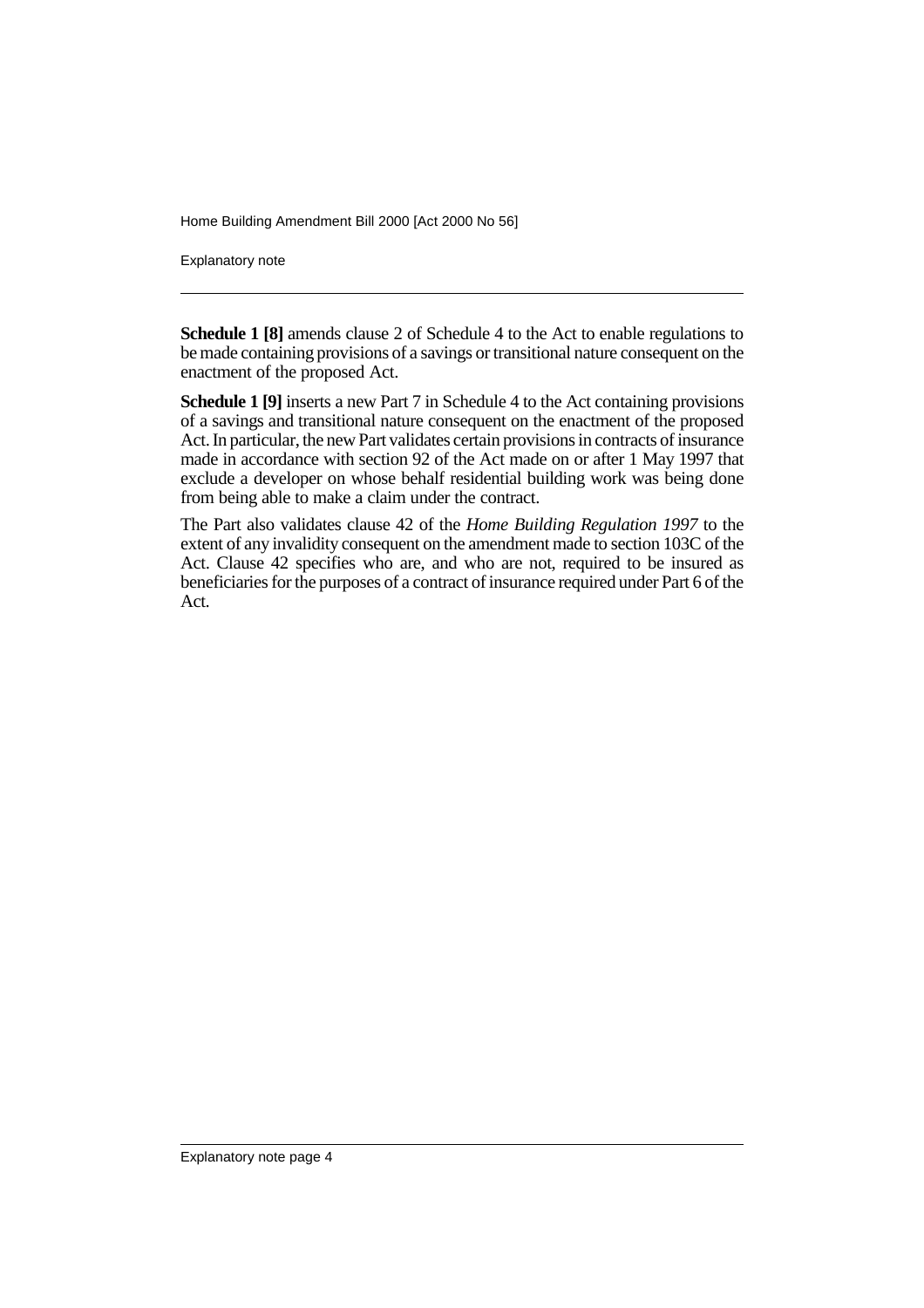**Schedule 1 [8]** amends clause 2 of Schedule 4 to the Act to enable regulations to be made containing provisions of a savings or transitional nature consequent on the enactment of the proposed Act.

**Schedule 1 [9]** inserts a new Part 7 in Schedule 4 to the Act containing provisions of a savings and transitional nature consequent on the enactment of the proposed Act. In particular, the new Part validates certain provisions in contracts of insurance made in accordance with section 92 of the Act made on or after 1 May 1997 that exclude a developer on whose behalf residential building work was being done from being able to make a claim under the contract.

The Part also validates clause 42 of the *Home Building Regulation 1997* to the extent of any invalidity consequent on the amendment made to section 103C of the Act. Clause 42 specifies who are, and who are not, required to be insured as beneficiaries for the purposes of a contract of insurance required under Part 6 of the Act.